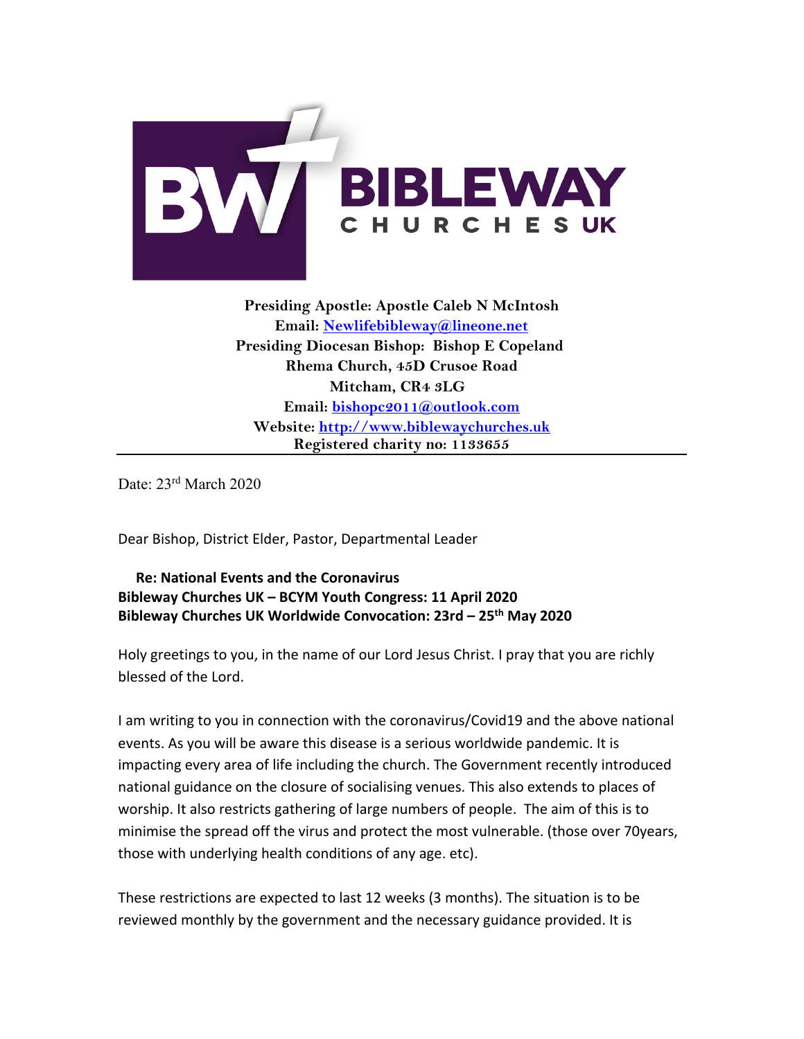**BIBLEWAY CHURCHES UK**

**Presiding Apostle: Apostle Caleb N McIntosh**
**Email: Newlifebibleway@lineone.net**
**Presiding Diocesan Bishop: Bishop E Copeland**
**Rhema Church, 45D Crusoe Road**
**Mitcham, CR4 3LG**
**Email: bishopc2011@outlook.com**
**Website: http://www.biblewaychurches.uk**
**Registered charity no: 1133655**

---

Date: 23rd March 2020

Dear Bishop, District Elder, Pastor, Departmental Leader

**Re: National Events and the Coronavirus**
**Bibleway Churches UK – BCYM Youth Congress: 11 April 2020**
**Bibleway Churches UK Worldwide Convocation: 23rd – 25th May 2020**

Holy greetings to you, in the name of our Lord Jesus Christ. I pray that you are richly blessed of the Lord.

I am writing to you in connection with the coronavirus/Covid19 and the above national events. As you will be aware this disease is a serious worldwide pandemic. It is impacting every area of life including the church. The Government recently introduced national guidance on the closure of socialising venues. This also extends to places of worship. It also restricts gathering of large numbers of people. The aim of this is to minimise the spread off the virus and protect the most vulnerable. (those over 70years, those with underlying health conditions of any age. etc).

These restrictions are expected to last 12 weeks (3 months). The situation is to be reviewed monthly by the government and the necessary guidance provided. It is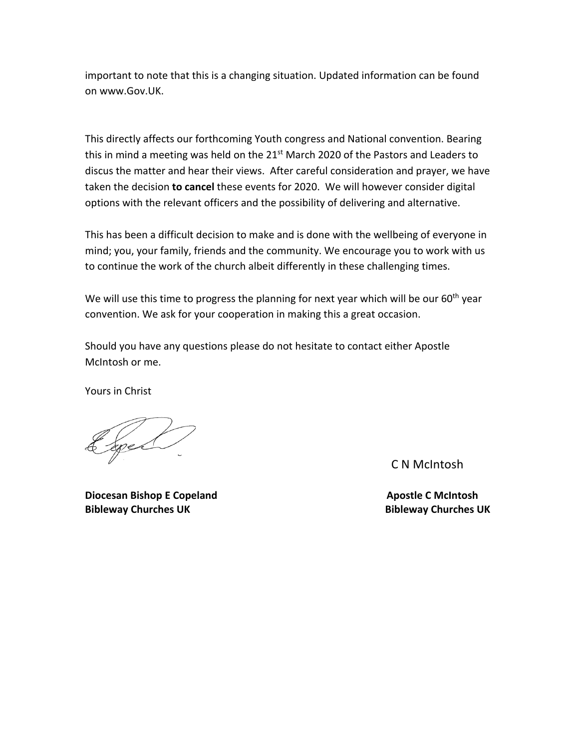important to note that this is a changing situation. Updated information can be found on www.Gov.UK.

This directly affects our forthcoming Youth congress and National convention. Bearing this in mind a meeting was held on the 21st March 2020 of the Pastors and Leaders to discus the matter and hear their views. After careful consideration and prayer, we have taken the decision **to cancel** these events for 2020. We will however consider digital options with the relevant officers and the possibility of delivering and alternative.

This has been a difficult decision to make and is done with the wellbeing of everyone in mind; you, your family, friends and the community. We encourage you to work with us to continue the work of the church albeit differently in these challenging times.

We will use this time to progress the planning for next year which will be our 60th year convention. We ask for your cooperation in making this a great occasion.

Should you have any questions please do not hesitate to contact either Apostle McIntosh or me.

Yours in Christ

C N McIntosh

**Diocesan Bishop E Copeland**
**Bibleway Churches UK**

**Apostle C McIntosh**
**Bibleway Churches UK**